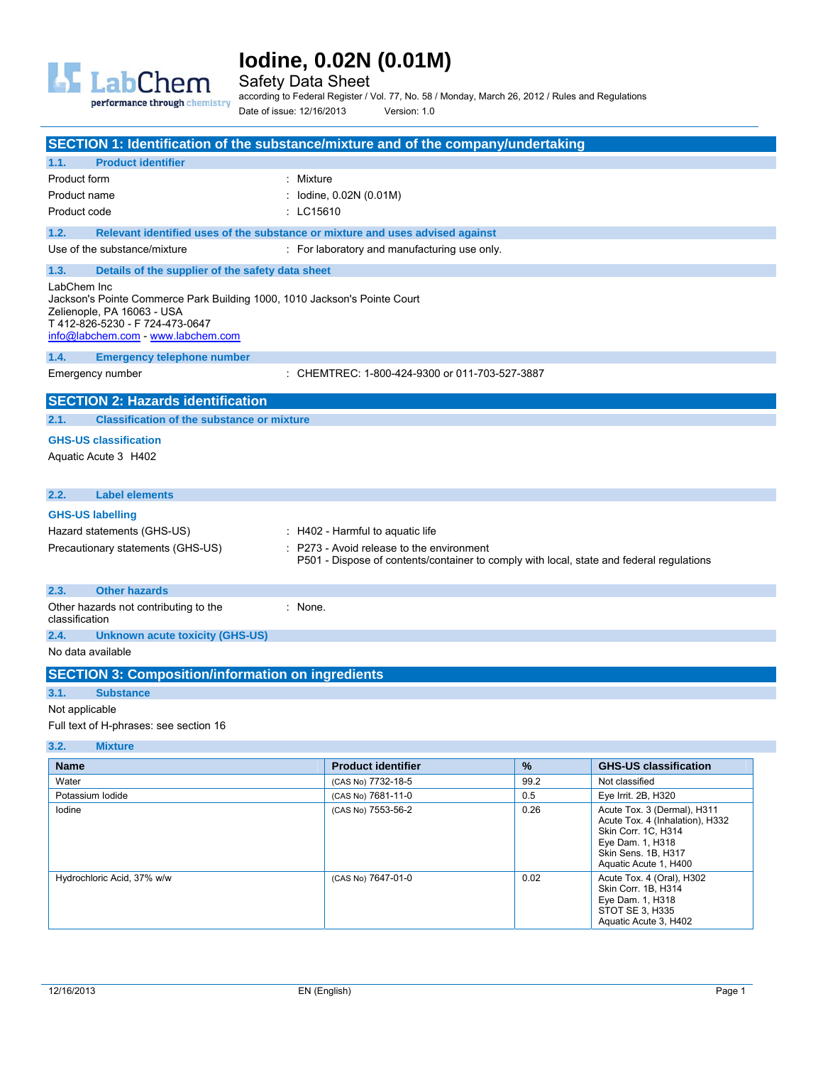# Iodine, 0.02N (0.01M)

Safety Data Sheet

according to Federal Register / Vol. 77, No. 58 / Monday, March 26, 2012 / Rules and Regulations

Date of issue: 12/16/2013 Version: 1.0

## SECTION 1: Identification of the substance/mixture and of the company/undertaking

### 1.1. Product identifier

Product form : Mixture

Product name : Iodine, 0.02N (0.01M)

Product code : LC15610

### 1.2. Relevant identified uses of the substance or mixture and uses advised against

Use of the substance/mixture : For laboratory and manufacturing use only.

### 1.3. Details of the supplier of the safety data sheet

LabChem Inc
Jackson's Pointe Commerce Park Building 1000, 1010 Jackson's Pointe Court
Zelienople, PA 16063 - USA
T 412-826-5230 - F 724-473-0647
info@labchem.com - www.labchem.com

### 1.4. Emergency telephone number

Emergency number : CHEMTREC: 1-800-424-9300 or 011-703-527-3887

## SECTION 2: Hazards identification

### 2.1. Classification of the substance or mixture

**GHS-US classification**

Aquatic Acute 3 H402

### 2.2. Label elements

**GHS-US labelling**

Hazard statements (GHS-US) : H402 - Harmful to aquatic life

Precautionary statements (GHS-US) : P273 - Avoid release to the environment
P501 - Dispose of contents/container to comply with local, state and federal regulations

### 2.3. Other hazards

Other hazards not contributing to the classification : None.

### 2.4. Unknown acute toxicity (GHS-US)

No data available

## SECTION 3: Composition/information on ingredients

### 3.1. Substance

Not applicable

Full text of H-phrases: see section 16

### 3.2. Mixture

| Name | Product identifier | % | GHS-US classification |
|---|---|---|---|
| Water | (CAS No) 7732-18-5 | 99.2 | Not classified |
| Potassium Iodide | (CAS No) 7681-11-0 | 0.5 | Eye Irrit. 2B, H320 |
| Iodine | (CAS No) 7553-56-2 | 0.26 | Acute Tox. 3 (Dermal), H311<br>Acute Tox. 4 (Inhalation), H332<br>Skin Corr. 1C, H314<br>Eye Dam. 1, H318<br>Skin Sens. 1B, H317<br>Aquatic Acute 1, H400 |
| Hydrochloric Acid, 37% w/w | (CAS No) 7647-01-0 | 0.02 | Acute Tox. 4 (Oral), H302<br>Skin Corr. 1B, H314<br>Eye Dam. 1, H318<br>STOT SE 3, H335<br>Aquatic Acute 3, H402 |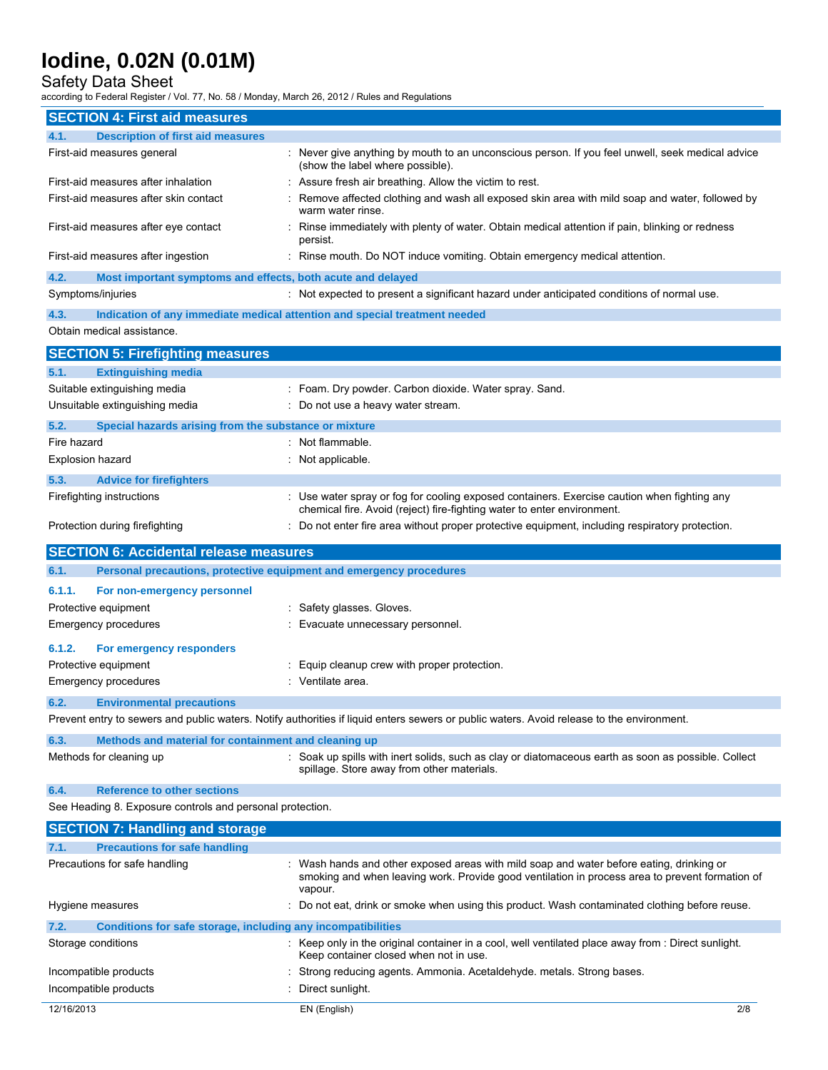## SECTION 4: First aid measures

### 4.1. Description of first aid measures

| | |
|---|---|
| First-aid measures general | : Never give anything by mouth to an unconscious person. If you feel unwell, seek medical advice (show the label where possible). |
| First-aid measures after inhalation | : Assure fresh air breathing. Allow the victim to rest. |
| First-aid measures after skin contact | : Remove affected clothing and wash all exposed skin area with mild soap and water, followed by warm water rinse. |
| First-aid measures after eye contact | : Rinse immediately with plenty of water. Obtain medical attention if pain, blinking or redness persist. |
| First-aid measures after ingestion | : Rinse mouth. Do NOT induce vomiting. Obtain emergency medical attention. |

### 4.2. Most important symptoms and effects, both acute and delayed

| | |
|---|---|
| Symptoms/injuries | : Not expected to present a significant hazard under anticipated conditions of normal use. |

### 4.3. Indication of any immediate medical attention and special treatment needed

Obtain medical assistance.

## SECTION 5: Firefighting measures

### 5.1. Extinguishing media

| | |
|---|---|
| Suitable extinguishing media | : Foam. Dry powder. Carbon dioxide. Water spray. Sand. |
| Unsuitable extinguishing media | : Do not use a heavy water stream. |

### 5.2. Special hazards arising from the substance or mixture

| | |
|---|---|
| Fire hazard | : Not flammable. |
| Explosion hazard | : Not applicable. |

### 5.3. Advice for firefighters

| | |
|---|---|
| Firefighting instructions | : Use water spray or fog for cooling exposed containers. Exercise caution when fighting any chemical fire. Avoid (reject) fire-fighting water to enter environment. |
| Protection during firefighting | : Do not enter fire area without proper protective equipment, including respiratory protection. |

## SECTION 6: Accidental release measures

### 6.1. Personal precautions, protective equipment and emergency procedures

#### 6.1.1. For non-emergency personnel

| | |
|---|---|
| Protective equipment | : Safety glasses. Gloves. |
| Emergency procedures | : Evacuate unnecessary personnel. |

#### 6.1.2. For emergency responders

| | |
|---|---|
| Protective equipment | : Equip cleanup crew with proper protection. |
| Emergency procedures | : Ventilate area. |

### 6.2. Environmental precautions

Prevent entry to sewers and public waters. Notify authorities if liquid enters sewers or public waters. Avoid release to the environment.

### 6.3. Methods and material for containment and cleaning up

| | |
|---|---|
| Methods for cleaning up | : Soak up spills with inert solids, such as clay or diatomaceous earth as soon as possible. Collect spillage. Store away from other materials. |

### 6.4. Reference to other sections

See Heading 8. Exposure controls and personal protection.

## SECTION 7: Handling and storage

### 7.1. Precautions for safe handling

| | |
|---|---|
| Precautions for safe handling | : Wash hands and other exposed areas with mild soap and water before eating, drinking or smoking and when leaving work. Provide good ventilation in process area to prevent formation of vapour. |
| Hygiene measures | : Do not eat, drink or smoke when using this product. Wash contaminated clothing before reuse. |

### 7.2. Conditions for safe storage, including any incompatibilities

| | |
|---|---|
| Storage conditions | : Keep only in the original container in a cool, well ventilated place away from : Direct sunlight. Keep container closed when not in use. |
| Incompatible products | : Strong reducing agents. Ammonia. Acetaldehyde. metals. Strong bases. |
| Incompatible products | : Direct sunlight. |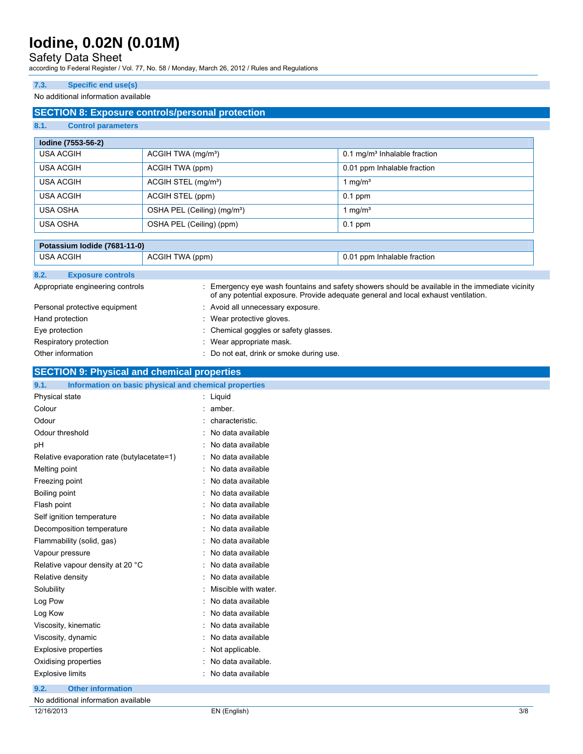### 7.3. Specific end use(s)

No additional information available

## SECTION 8: Exposure controls/personal protection

### 8.1. Control parameters

| Iodine (7553-56-2) | | |
|---|---|---|
| USA ACGIH | ACGIH TWA (mg/m³) | 0.1 mg/m³ Inhalable fraction |
| USA ACGIH | ACGIH TWA (ppm) | 0.01 ppm Inhalable fraction |
| USA ACGIH | ACGIH STEL (mg/m³) | 1 mg/m³ |
| USA ACGIH | ACGIH STEL (ppm) | 0.1 ppm |
| USA OSHA | OSHA PEL (Ceiling) (mg/m³) | 1 mg/m³ |
| USA OSHA | OSHA PEL (Ceiling) (ppm) | 0.1 ppm |

| Potassium Iodide (7681-11-0) | | |
|---|---|---|
| USA ACGIH | ACGIH TWA (ppm) | 0.01 ppm Inhalable fraction |

### 8.2. Exposure controls

Appropriate engineering controls : Emergency eye wash fountains and safety showers should be available in the immediate vicinity of any potential exposure. Provide adequate general and local exhaust ventilation.

Personal protective equipment : Avoid all unnecessary exposure.

Hand protection : Wear protective gloves.

Eye protection : Chemical goggles or safety glasses.

Respiratory protection : Wear appropriate mask.

Other information : Do not eat, drink or smoke during use.

## SECTION 9: Physical and chemical properties

### 9.1. Information on basic physical and chemical properties

Physical state : Liquid

Colour : amber.

Odour : characteristic.

Odour threshold : No data available

pH : No data available

Relative evaporation rate (butylacetate=1) : No data available

Melting point : No data available

Freezing point : No data available

Boiling point : No data available

Flash point : No data available

Self ignition temperature : No data available

Decomposition temperature : No data available

Flammability (solid, gas) : No data available

Vapour pressure : No data available

Relative vapour density at 20 °C : No data available

Relative density : No data available

Solubility : Miscible with water.

Log Pow : No data available

Log Kow : No data available

Viscosity, kinematic : No data available

Viscosity, dynamic : No data available

Explosive properties : Not applicable.

Oxidising properties : No data available.

Explosive limits : No data available

### 9.2. Other information

No additional information available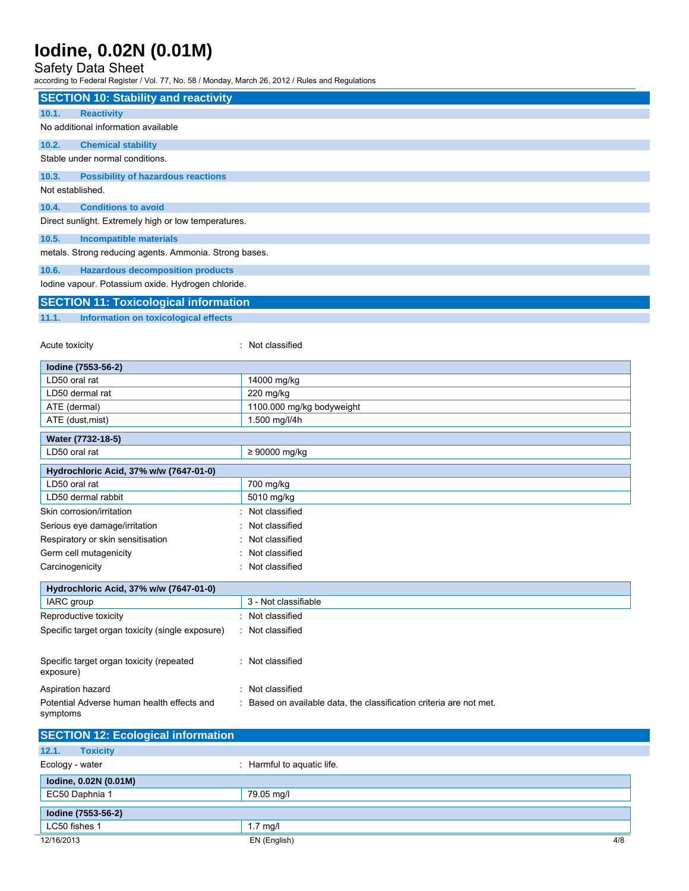## SECTION 10: Stability and reactivity

### 10.1. Reactivity

No additional information available

### 10.2. Chemical stability

Stable under normal conditions.

### 10.3. Possibility of hazardous reactions

Not established.

### 10.4. Conditions to avoid

Direct sunlight. Extremely high or low temperatures.

### 10.5. Incompatible materials

metals. Strong reducing agents. Ammonia. Strong bases.

### 10.6. Hazardous decomposition products

Iodine vapour. Potassium oxide. Hydrogen chloride.

## SECTION 11: Toxicological information

### 11.1. Information on toxicological effects

Acute toxicity : Not classified

| Iodine (7553-56-2) | |
|---|---|
| LD50 oral rat | 14000 mg/kg |
| LD50 dermal rat | 220 mg/kg |
| ATE (dermal) | 1100.000 mg/kg bodyweight |
| ATE (dust,mist) | 1.500 mg/l/4h |

| Water (7732-18-5) | |
|---|---|
| LD50 oral rat | ≥ 90000 mg/kg |

| Hydrochloric Acid, 37% w/w (7647-01-0) | |
|---|---|
| LD50 oral rat | 700 mg/kg |
| LD50 dermal rabbit | 5010 mg/kg |

Skin corrosion/irritation : Not classified

Serious eye damage/irritation : Not classified

Respiratory or skin sensitisation : Not classified

Germ cell mutagenicity : Not classified

Carcinogenicity : Not classified

| Hydrochloric Acid, 37% w/w (7647-01-0) | |
|---|---|
| IARC group | 3 - Not classifiable |

Reproductive toxicity : Not classified

Specific target organ toxicity (single exposure) : Not classified

Specific target organ toxicity (repeated exposure) : Not classified

Aspiration hazard : Not classified

Potential Adverse human health effects and symptoms : Based on available data, the classification criteria are not met.

## SECTION 12: Ecological information

### 12.1. Toxicity

Ecology - water : Harmful to aquatic life.

| Iodine, 0.02N (0.01M) | |
|---|---|
| EC50 Daphnia 1 | 79.05 mg/l |

| Iodine (7553-56-2) | |
|---|---|
| LC50 fishes 1 | 1.7 mg/l |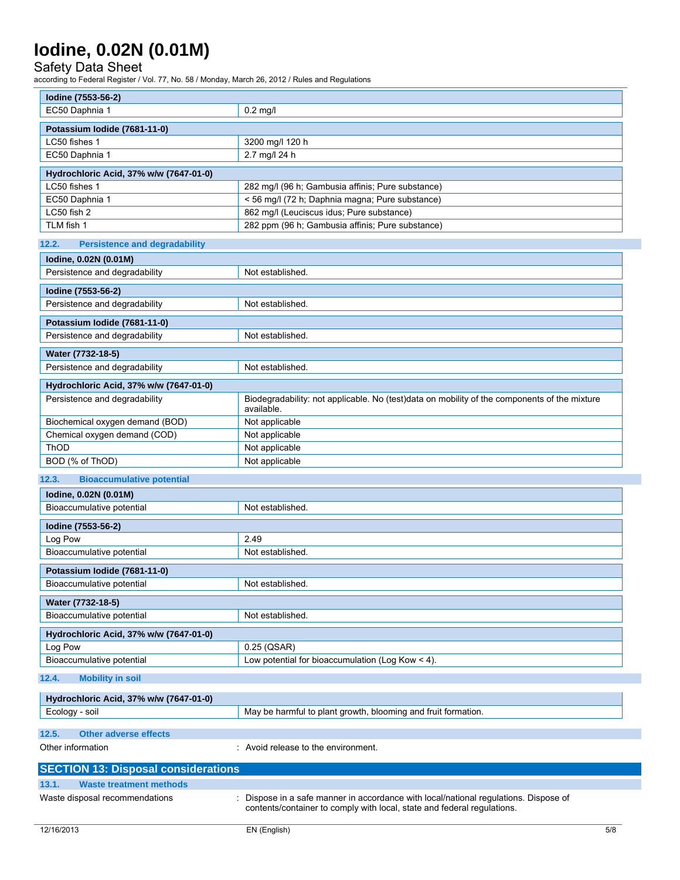| Iodine (7553-56-2) | |
|---|---|
| EC50 Daphnia 1 | 0.2 mg/l |

| Potassium Iodide (7681-11-0) | |
|---|---|
| LC50 fishes 1 | 3200 mg/l 120 h |
| EC50 Daphnia 1 | 2.7 mg/l 24 h |

| Hydrochloric Acid, 37% w/w (7647-01-0) | |
|---|---|
| LC50 fishes 1 | 282 mg/l (96 h; Gambusia affinis; Pure substance) |
| EC50 Daphnia 1 | < 56 mg/l (72 h; Daphnia magna; Pure substance) |
| LC50 fish 2 | 862 mg/l (Leuciscus idus; Pure substance) |
| TLM fish 1 | 282 ppm (96 h; Gambusia affinis; Pure substance) |

### 12.2. Persistence and degradability

| Iodine, 0.02N (0.01M) | |
|---|---|
| Persistence and degradability | Not established. |

| Iodine (7553-56-2) | |
|---|---|
| Persistence and degradability | Not established. |

| Potassium Iodide (7681-11-0) | |
|---|---|
| Persistence and degradability | Not established. |

| Water (7732-18-5) | |
|---|---|
| Persistence and degradability | Not established. |

| Hydrochloric Acid, 37% w/w (7647-01-0) | |
|---|---|
| Persistence and degradability | Biodegradability: not applicable. No (test)data on mobility of the components of the mixture available. |
| Biochemical oxygen demand (BOD) | Not applicable |
| Chemical oxygen demand (COD) | Not applicable |
| ThOD | Not applicable |
| BOD (% of ThOD) | Not applicable |

### 12.3. Bioaccumulative potential

| Iodine, 0.02N (0.01M) | |
|---|---|
| Bioaccumulative potential | Not established. |

| Iodine (7553-56-2) | |
|---|---|
| Log Pow | 2.49 |
| Bioaccumulative potential | Not established. |

| Potassium Iodide (7681-11-0) | |
|---|---|
| Bioaccumulative potential | Not established. |

| Water (7732-18-5) | |
|---|---|
| Bioaccumulative potential | Not established. |

| Hydrochloric Acid, 37% w/w (7647-01-0) | |
|---|---|
| Log Pow | 0.25 (QSAR) |
| Bioaccumulative potential | Low potential for bioaccumulation (Log Kow < 4). |

### 12.4. Mobility in soil

| Hydrochloric Acid, 37% w/w (7647-01-0) | |
|---|---|
| Ecology - soil | May be harmful to plant growth, blooming and fruit formation. |

### 12.5. Other adverse effects

Other information : Avoid release to the environment.

## SECTION 13: Disposal considerations

### 13.1. Waste treatment methods

Waste disposal recommendations : Dispose in a safe manner in accordance with local/national regulations. Dispose of contents/container to comply with local, state and federal regulations.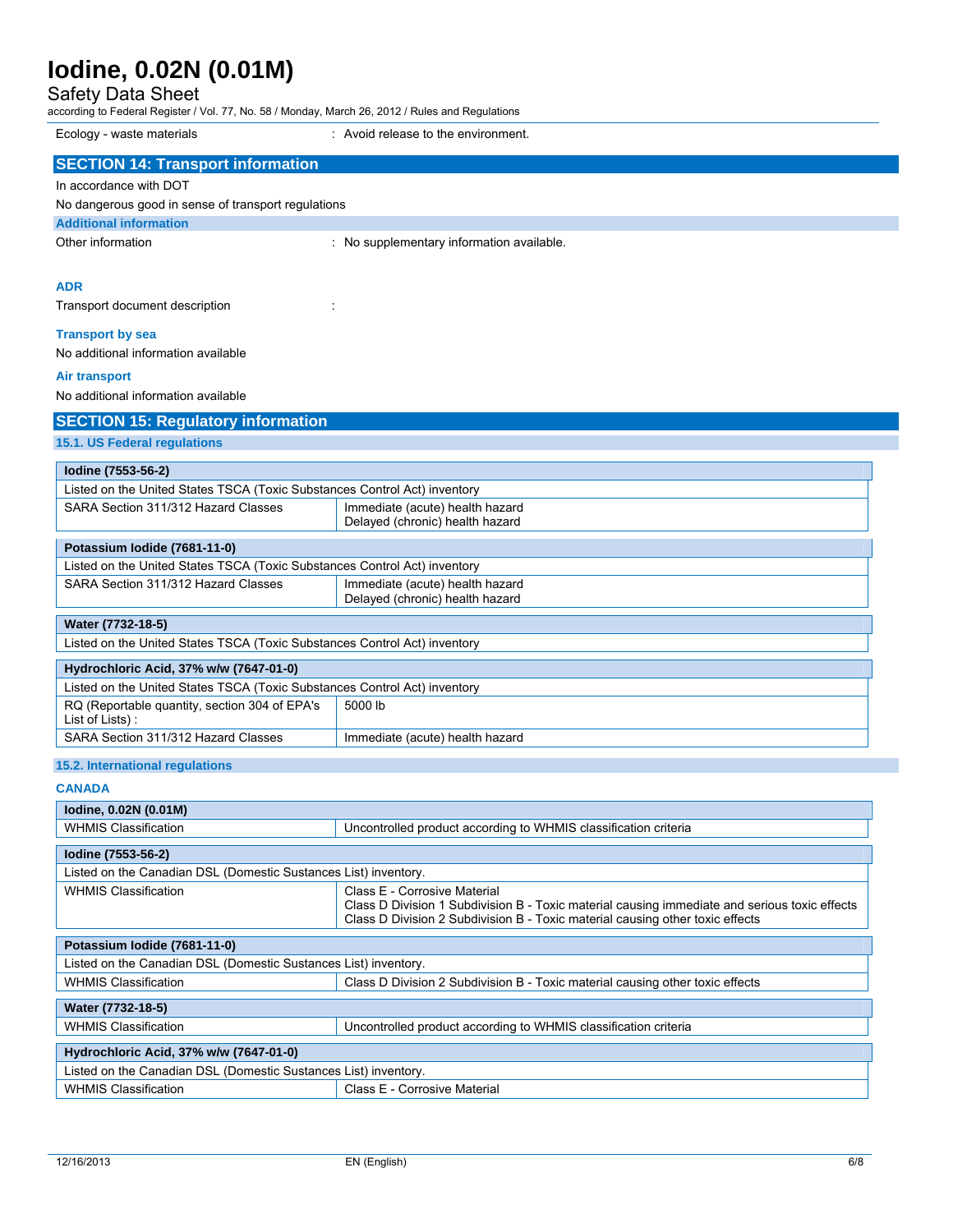| | |
|---|---|
| Ecology - waste materials | : Avoid release to the environment. |

## SECTION 14: Transport information

In accordance with DOT

No dangerous good in sense of transport regulations

### Additional information

| | |
|---|---|
| Other information | : No supplementary information available. |

#### ADR

| | |
|---|---|
| Transport document description | : |

#### Transport by sea

No additional information available

#### Air transport

No additional information available

## SECTION 15: Regulatory information

### 15.1. US Federal regulations

| **Iodine (7553-56-2)** | |
|---|---|
| Listed on the United States TSCA (Toxic Substances Control Act) inventory | |
| SARA Section 311/312 Hazard Classes | Immediate (acute) health hazard<br>Delayed (chronic) health hazard |

| **Potassium Iodide (7681-11-0)** | |
|---|---|
| Listed on the United States TSCA (Toxic Substances Control Act) inventory | |
| SARA Section 311/312 Hazard Classes | Immediate (acute) health hazard<br>Delayed (chronic) health hazard |

| **Water (7732-18-5)** |
|---|
| Listed on the United States TSCA (Toxic Substances Control Act) inventory |

| **Hydrochloric Acid, 37% w/w (7647-01-0)** | |
|---|---|
| Listed on the United States TSCA (Toxic Substances Control Act) inventory | |
| RQ (Reportable quantity, section 304 of EPA's List of Lists) : | 5000 lb |
| SARA Section 311/312 Hazard Classes | Immediate (acute) health hazard |

### 15.2. International regulations

#### CANADA

| **Iodine, 0.02N (0.01M)** | |
|---|---|
| WHMIS Classification | Uncontrolled product according to WHMIS classification criteria |

| **Iodine (7553-56-2)** | |
|---|---|
| Listed on the Canadian DSL (Domestic Substances List) inventory. | |
| WHMIS Classification | Class E - Corrosive Material<br>Class D Division 1 Subdivision B - Toxic material causing immediate and serious toxic effects<br>Class D Division 2 Subdivision B - Toxic material causing other toxic effects |

| **Potassium Iodide (7681-11-0)** | |
|---|---|
| Listed on the Canadian DSL (Domestic Substances List) inventory. | |
| WHMIS Classification | Class D Division 2 Subdivision B - Toxic material causing other toxic effects |

| **Water (7732-18-5)** | |
|---|---|
| WHMIS Classification | Uncontrolled product according to WHMIS classification criteria |

| **Hydrochloric Acid, 37% w/w (7647-01-0)** | |
|---|---|
| Listed on the Canadian DSL (Domestic Substances List) inventory. | |
| WHMIS Classification | Class E - Corrosive Material |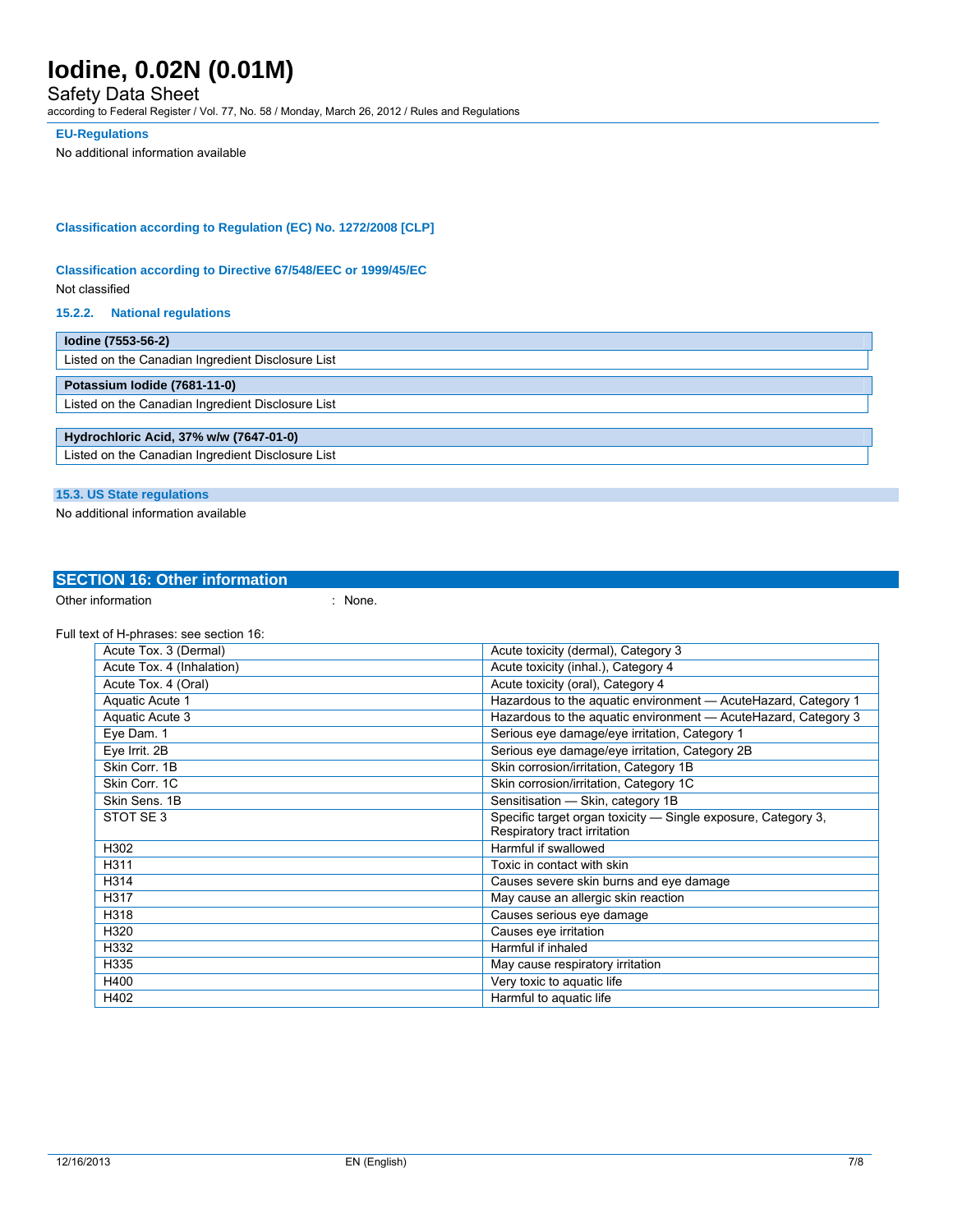#### EU-Regulations

No additional information available

#### Classification according to Regulation (EC) No. 1272/2008 [CLP]

#### Classification according to Directive 67/548/EEC or 1999/45/EC

Not classified

#### 15.2.2. National regulations

| Iodine (7553-56-2) |
|---|
| Listed on the Canadian Ingredient Disclosure List |

| Potassium Iodide (7681-11-0) |
|---|
| Listed on the Canadian Ingredient Disclosure List |

| Hydrochloric Acid, 37% w/w (7647-01-0) |
|---|
| Listed on the Canadian Ingredient Disclosure List |

#### 15.3. US State regulations

No additional information available

## SECTION 16: Other information

Other information : None.

Full text of H-phrases: see section 16:

| | |
|---|---|
| Acute Tox. 3 (Dermal) | Acute toxicity (dermal), Category 3 |
| Acute Tox. 4 (Inhalation) | Acute toxicity (inhal.), Category 4 |
| Acute Tox. 4 (Oral) | Acute toxicity (oral), Category 4 |
| Aquatic Acute 1 | Hazardous to the aquatic environment — AcuteHazard, Category 1 |
| Aquatic Acute 3 | Hazardous to the aquatic environment — AcuteHazard, Category 3 |
| Eye Dam. 1 | Serious eye damage/eye irritation, Category 1 |
| Eye Irrit. 2B | Serious eye damage/eye irritation, Category 2B |
| Skin Corr. 1B | Skin corrosion/irritation, Category 1B |
| Skin Corr. 1C | Skin corrosion/irritation, Category 1C |
| Skin Sens. 1B | Sensitisation — Skin, category 1B |
| STOT SE 3 | Specific target organ toxicity — Single exposure, Category 3, Respiratory tract irritation |
| H302 | Harmful if swallowed |
| H311 | Toxic in contact with skin |
| H314 | Causes severe skin burns and eye damage |
| H317 | May cause an allergic skin reaction |
| H318 | Causes serious eye damage |
| H320 | Causes eye irritation |
| H332 | Harmful if inhaled |
| H335 | May cause respiratory irritation |
| H400 | Very toxic to aquatic life |
| H402 | Harmful to aquatic life |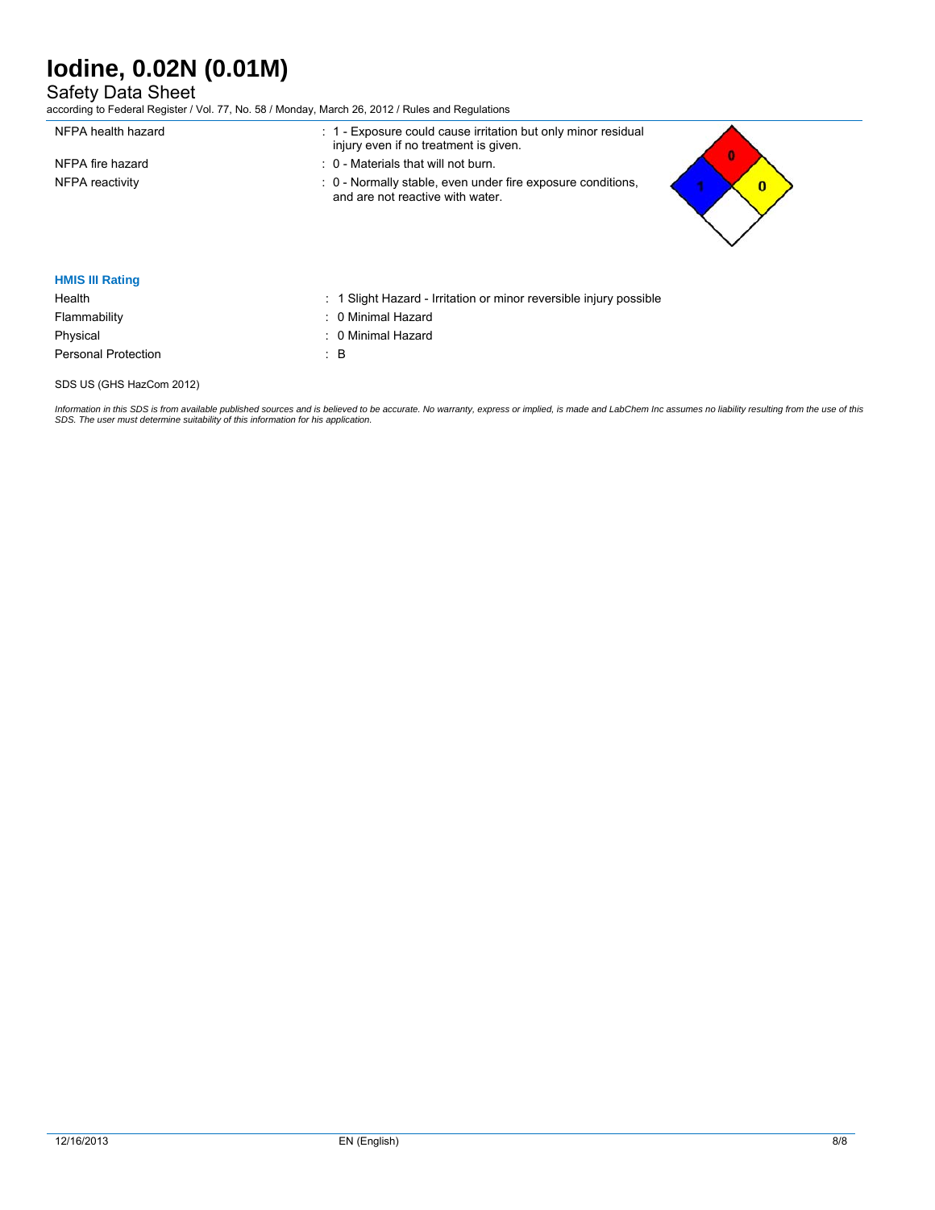NFPA health hazard : 1 - Exposure could cause irritation but only minor residual injury even if no treatment is given.

NFPA fire hazard : 0 - Materials that will not burn.

NFPA reactivity : 0 - Normally stable, even under fire exposure conditions, and are not reactive with water.

0

1

0

### HMIS III Rating

| | |
|---|---|
| Health | : 1 Slight Hazard - Irritation or minor reversible injury possible |
| Flammability | : 0 Minimal Hazard |
| Physical | : 0 Minimal Hazard |
| Personal Protection | : B |

SDS US (GHS HazCom 2012)

*Information in this SDS is from available published sources and is believed to be accurate. No warranty, express or implied, is made and LabChem Inc assumes no liability resulting from the use of this SDS. The user must determine suitability of this information for his application.*